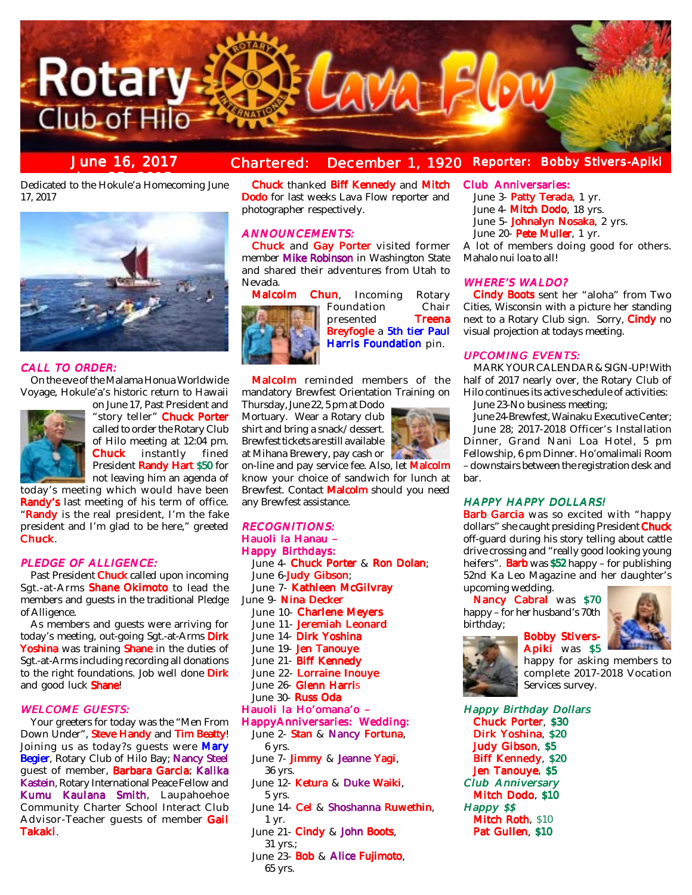# Rotary Club of Hilo Lava Flow

June 16, 2017 | Chartered: December 1, 1920 | Reporter: Bobby Stivers-Apiki

Dedicated to the Hokule'a Homecoming June 17, 2017

## CALL TO ORDER:

On the eve of the Malama Honua Worldwide Voyage, Hokule'a's historic return to Hawaii on June 17, Past President and "story teller" **Chuck Porter** called to order the Rotary Club of Hilo meeting at 12:04 pm. **Chuck** instantly fined President **Randy Hart** $50 for not leaving him an agenda of today's meeting which would have been **Randy's** last meeting of his term of office. "**Randy** is the real president, I'm the fake president and I'm glad to be here," greeted **Chuck**.

## PLEDGE OF ALLIGENCE:

Past President **Chuck** called upon incoming Sgt.-at-Arms **Shane Okimoto** to lead the members and guests in the traditional Pledge of Alligence.

As members and guests were arriving for today's meeting, out-going Sgt.-at-Arms **Dirk Yoshina** was training **Shane** in the duties of Sgt.-at-Arms including recording all donations to the right foundations. Job well done **Dirk** and good luck **Shane**!

## WELCOME GUESTS:

Your greeters for today was the "Men From Down Under", **Steve Handy** and **Tim Beatty**! Joining us as today?s guests were **Mary Begier**, Rotary Club of Hilo Bay; **Nancy Steel** guest of member, **Barbara Garcia**; **Kalika Kastein**, Rotary International Peace Fellow and **Kumu Kaulana Smith**, Laupahoehoe Community Charter School Interact Club Advisor-Teacher guests of member **Gail Takaki**.

**Chuck** thanked **Biff Kennedy** and **Mitch Dodo** for last weeks Lava Flow reporter and photographer respectively.

## ANNOUNCEMENTS:

**Chuck** and **Gay Porter** visited former member **Mike Robinson** in Washington State and shared their adventures from Utah to Nevada.

**Malcolm Chun**, Incoming Rotary Foundation Chair presented **Treena Breyfogle** a **5th tier Paul Harris Foundation** pin.

**Malcolm** reminded members of the mandatory Brewfest Orientation Training on Thursday, June 22, 5 pm at Dodo Mortuary. Wear a Rotary club shirt and bring a snack/dessert. Brewfest tickets are still available at Mihana Brewery, pay cash or on-line and pay service fee. Also, let **Malcolm** know your choice of sandwich for lunch at Brewfest. Contact **Malcolm** should you need any Brewfest assistance.

## RECOGNITIONS:

### Hauoli la Hanau – Happy Birthdays:

- June 4- **Chuck Porter** & **Ron Dolan**;
- June 6-**Judy Gibson**;
- June 7- **Kathleen McGilvray**
- June 9- **Nina Decker**
- June 10- **Charlene Meyers**
- June 11- **Jeremiah Leonard**
- June 14- **Dirk Yoshina**
- June 19- **Jen Tanouye**
- June 21- **Biff Kennedy**
- June 22- **Lorraine Inouye**
- June 26- **Glenn Harris**
- June 30- **Russ Oda**

### Hauoli la Ho'omana'o – HappyAnniversaries: Wedding:

- June 2- **Stan** & **Nancy Fortuna**, 6 yrs.
- June 7- **Jimmy** & **Jeanne Yagi**, 36 yrs.
- June 12- **Ketura** & **Duke Waiki**, 5 yrs.
- June 14- **Cel** & **Shoshanna Ruwethin**, 1 yr.
- June 21- **Cindy** & **John Boots**, 31 yrs.;
- June 23- **Bob** & **Alice Fujimoto**, 65 yrs.

### Club Anniversaries:

- June 3- **Patty Terada**, 1 yr.
- June 4- **Mitch Dodo**, 18 yrs.
- June 5- **Johnalyn Nosaka**, 2 yrs.
- June 20- **Pete Muller**, 1 yr.

A lot of members doing good for others. Mahalo nui loa to all!

## WHERE'S WALDO?

**Cindy Boots** sent her "aloha" from Two Cities, Wisconsin with a picture her standing next to a Rotary Club sign. Sorry, **Cindy** no visual projection at todays meeting.

## UPCOMING EVENTS:

MARK YOUR CALENDAR & SIGN-UP! With half of 2017 nearly over, the Rotary Club of Hilo continues its active schedule of activities:

June 23-No business meeting;

June 24-Brewfest, Wainaku Executive Center;

June 28; 2017-2018 Officer's Installation Dinner, Grand Nani Loa Hotel, 5 pm Fellowship, 6 pm Dinner. Ho'omalimali Room – downstairs between the registration desk and bar.

## HAPPY HAPPY DOLLARS!

**Barb Garcia** was so excited with "happy dollars" she caught presiding President **Chuck** off-guard during his story telling about cattle drive crossing and "really good looking young heifers". **Barb** was $52 happy – for publishing 52nd Ka Leo Magazine and her daughter's upcoming wedding.

**Nancy Cabral** was $70 happy – for her husband's 70th birthday;

**Bobby Stivers-Apiki** was $5 happy for asking members to complete 2017-2018 Vocation Services survey.

*Happy Birthday Dollars*

- **Chuck Porter**, $30
- **Dirk Yoshina**, $20
- **Judy Gibson**, $5
- **Biff Kennedy**, $20
- **Jen Tanouye**, $5

*Club Anniversary*

- **Mitch Dodo**, $10

*Happy $$*

- **Mitch Roth**, $10
- **Pat Gullen**, $10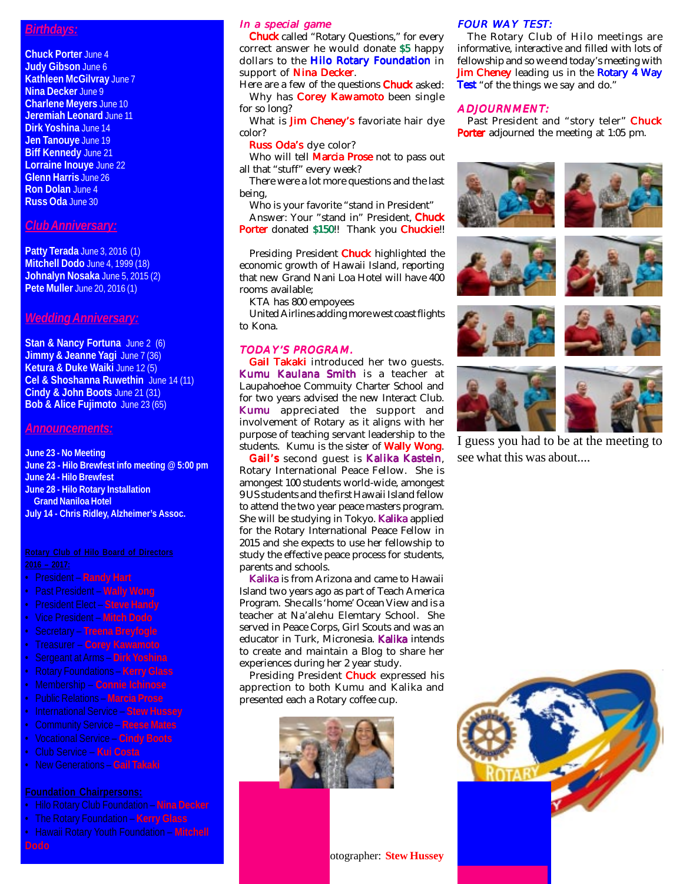## Birthdays:

**Chuck Porter** June 4
**Judy Gibson** June 6
**Kathleen McGilvray** June 7
**Nina Decker** June 9
**Charlene Meyers** June 10
**Jeremiah Leonard** June 11
**Dirk Yoshina** June 14
**Jen Tanouye** June 19
**Biff Kennedy** June 21
**Lorraine Inouye** June 22
**Glenn Harris** June 26
**Ron Dolan** June 4
**Russ Oda** June 30

## Club Anniversary:

**Patty Terada** June 3, 2016 (1)
**Mitchell Dodo** June 4, 1999 (18)
**Johnalyn Nosaka** June 5, 2015 (2)
**Pete Muller** June 20, 2016 (1)

## Wedding Anniversary:

**Stan & Nancy Fortuna** June 2 (6)
**Jimmy & Jeanne Yagi** June 7 (36)
**Ketura & Duke Waiki** June 12 (5)
**Cel & Shoshanna Ruwethin** June 14 (11)
**Cindy & John Boots** June 21 (31)
**Bob & Alice Fujimoto** June 23 (65)

## Announcements:

**June 23 - No Meeting**
**June 23 - Hilo Brewfest info meeting @ 5:00 pm**
**June 24 - Hilo Brewfest**
**June 28 - Hilo Rotary Installation**
**Grand Naniloa Hotel**
**July 14 - Chris Ridley, Alzheimer's Assoc.**

**Rotary Club of Hilo Board of Directors**
**2016 – 2017:**

- President – **Randy Hart**
- Past President – **Wally Wong**
- President Elect – **Steve Handy**
- Vice President – **Mitch Dodo**
- Secretary – **Treena Breyfogle**
- Treasurer – **Corey Kawamoto**
- Sergeant at Arms – **Dirk Yoshina**
- Rotary Foundations – **Kerry Glass**
- Membership – **Connie Ichinose**
- Public Relations – **Marcia Prose**
- International Service – **Stew Hussey**
- Community Service – **Reese Mates**
- Vocational Service – **Cindy Boots**
- Club Service – **Kui Costa**
- New Generations – **Gail Takaki**

**Foundation Chairpersons:**

- Hilo Rotary Club Foundation – **Nina Decker**
- The Rotary Foundation – **Kerry Glass**
- Hawaii Rotary Youth Foundation – **Mitchell Dodo**

### *In a special game*

Chuck called "Rotary Questions," for every correct answer he would donate $5 happy dollars to the Hilo Rotary Foundation in support of Nina Decker.

Here are a few of the questions Chuck asked:

Why has Corey Kawamoto been single for so long?

What is Jim Cheney's favoriate hair dye color?

Russ Oda's dye color?

Who will tell Marcia Prose not to pass out all that "stuff" every week?

There were a lot more questions and the last being,

Who is your favorite "stand in President"

Answer: Your "stand in" President, Chuck Porter donated $150!! Thank you Chuckie!!

Presiding President Chuck highlighted the economic growth of Hawaii Island, reporting that new Grand Nani Loa Hotel will have 400 rooms available;

KTA has 800 empoyees

United Airlines adding more west coast flights to Kona.

### *TODAY'S PROGRAM.*

Gail Takaki introduced her two guests. Kumu Kaulana Smith is a teacher at Laupahoehoe Commuity Charter School and for two years advised the new Interact Club. Kumu appreciated the support and involvement of Rotary as it aligns with her purpose of teaching servant leadership to the students. Kumu is the sister of Wally Wong.

Gail's second guest is Kalika Kastein, Rotary International Peace Fellow. She is amongest 100 students world-wide, amongest 9US students and the first Hawaii Island fellow to attend the two year peace masters program. She will be studying in Tokyo. Kalika applied for the Rotary International Peace Fellow in 2015 and she expects to use her fellowship to study the effective peace process for students, parents and schools.

Kalika is from Arizona and came to Hawaii Island two years ago as part of Teach America Program. She calls 'home' Ocean View and is a teacher at Na'alehu Elemtary School. She served in Peace Corps, Girl Scouts and was an educator in Turk, Micronesia. Kalika intends to create and maintain a Blog to share her experiences during her 2 year study.

Presiding President Chuck expressed his apprection to both Kumu and Kalika and presented each a Rotary coffee cup.

otographer: **Stew Hussey**

### *FOUR WAY TEST:*

The Rotary Club of Hilo meetings are informative, interactive and filled with lots of fellowship and so we end today's meeting with Jim Cheney leading us in the Rotary 4 Way Test "of the things we say and do."

### *ADJOURNMENT:*

Past President and "story teler" Chuck Porter adjourned the meeting at 1:05 pm.

I guess you had to be at the meeting to see what this was about....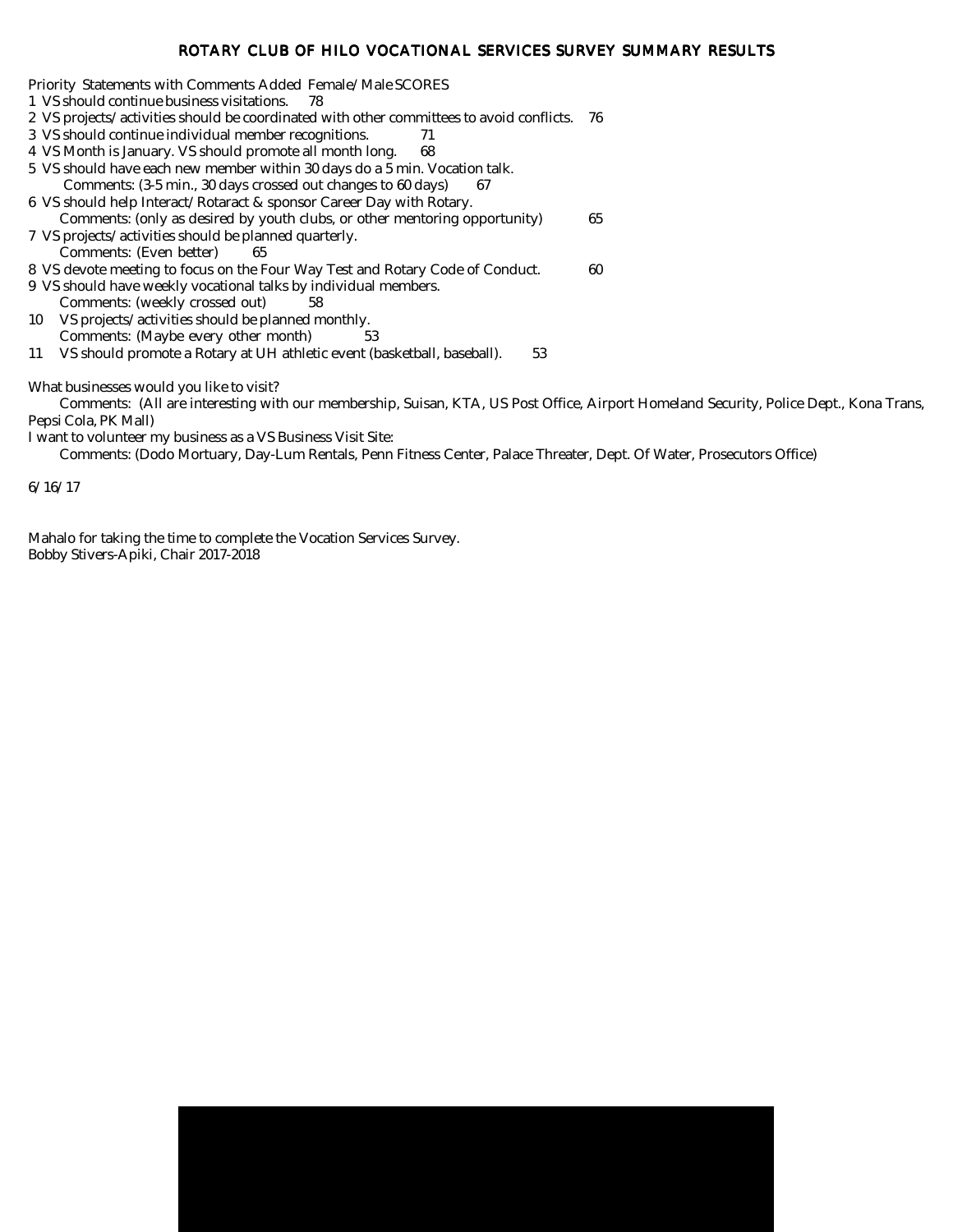# ROTARY CLUB OF HILO VOCATIONAL SERVICES SURVEY SUMMARY RESULTS

Priority Statements with Comments Added Female/Male SCORES

1 VS should continue business visitations. 78

2 VS projects/activities should be coordinated with other committees to avoid conflicts. 76

3 VS should continue individual member recognitions. 71

4 VS Month is January. VS should promote all month long. 68

5 VS should have each new member within 30 days do a 5 min. Vocation talk.
 Comments: (3-5 min., 30 days crossed out changes to 60 days) 67

6 VS should help Interact/Rotaract & sponsor Career Day with Rotary.
 Comments: (only as desired by youth clubs, or other mentoring opportunity) 65

7 VS projects/activities should be planned quarterly.
 Comments: (Even better) 65

8 VS devote meeting to focus on the Four Way Test and Rotary Code of Conduct. 60

9 VS should have weekly vocational talks by individual members.
 Comments: (weekly crossed out) 58

10 VS projects/activities should be planned monthly.
 Comments: (Maybe every other month) 53

11 VS should promote a Rotary at UH athletic event (basketball, baseball). 53

What businesses would you like to visit?
 Comments: (All are interesting with our membership, Suisan, KTA, US Post Office, Airport Homeland Security, Police Dept., Kona Trans, Pepsi Cola, PK Mall)

I want to volunteer my business as a VS Business Visit Site:
 Comments: (Dodo Mortuary, Day-Lum Rentals, Penn Fitness Center, Palace Threater, Dept. Of Water, Prosecutors Office)

6/16/17

Mahalo for taking the time to complete the Vocation Services Survey.
Bobby Stivers-Apiki, Chair 2017-2018